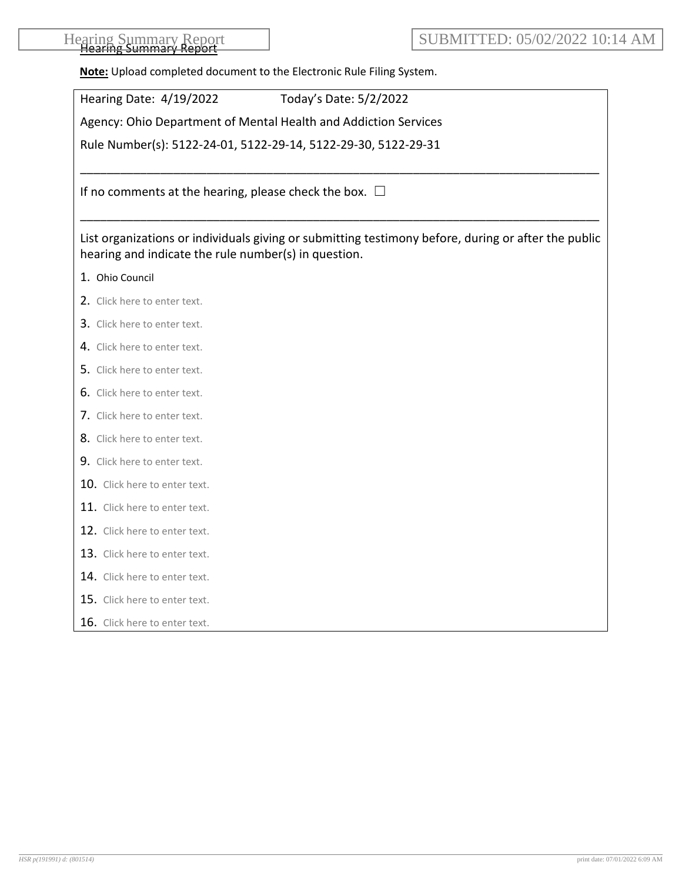# Hearing Summary Report

SUBMITTED: 05/02/2022 10:14 AM

**Note:** Upload completed document to the Electronic Rule Filing System.

Hearing Date: 4/19/2022 Today's Date: 5/2/2022

Agency: Ohio Department of Mental Health and Addiction Services

Rule Number(s): 5122-24-01, 5122-29-14, 5122-29-30, 5122-29-31

---

If no comments at the hearing, please check the box. ☐

---

List organizations or individuals giving or submitting testimony before, during or after the public hearing and indicate the rule number(s) in question.

1. Ohio Council
2. Click here to enter text.
3. Click here to enter text.
4. Click here to enter text.
5. Click here to enter text.
6. Click here to enter text.
7. Click here to enter text.
8. Click here to enter text.
9. Click here to enter text.
10. Click here to enter text.
11. Click here to enter text.
12. Click here to enter text.
13. Click here to enter text.
14. Click here to enter text.
15. Click here to enter text.
16. Click here to enter text.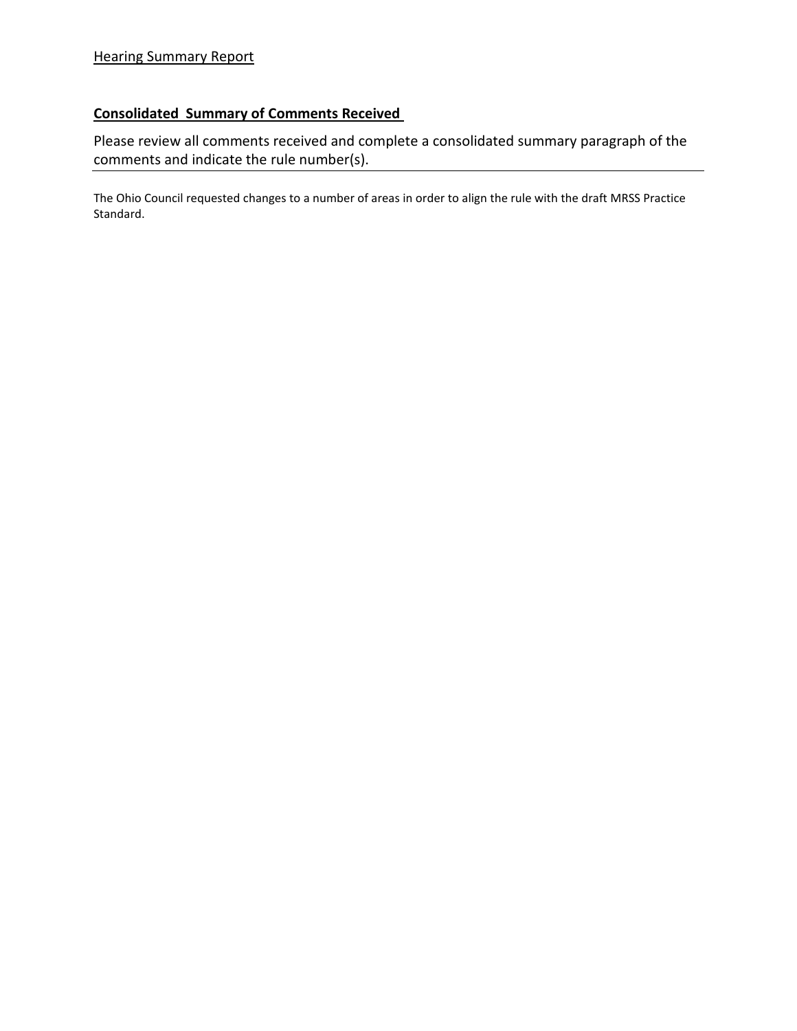Hearing Summary Report

## Consolidated Summary of Comments Received

Please review all comments received and complete a consolidated summary paragraph of the comments and indicate the rule number(s).

---

The Ohio Council requested changes to a number of areas in order to align the rule with the draft MRSS Practice Standard.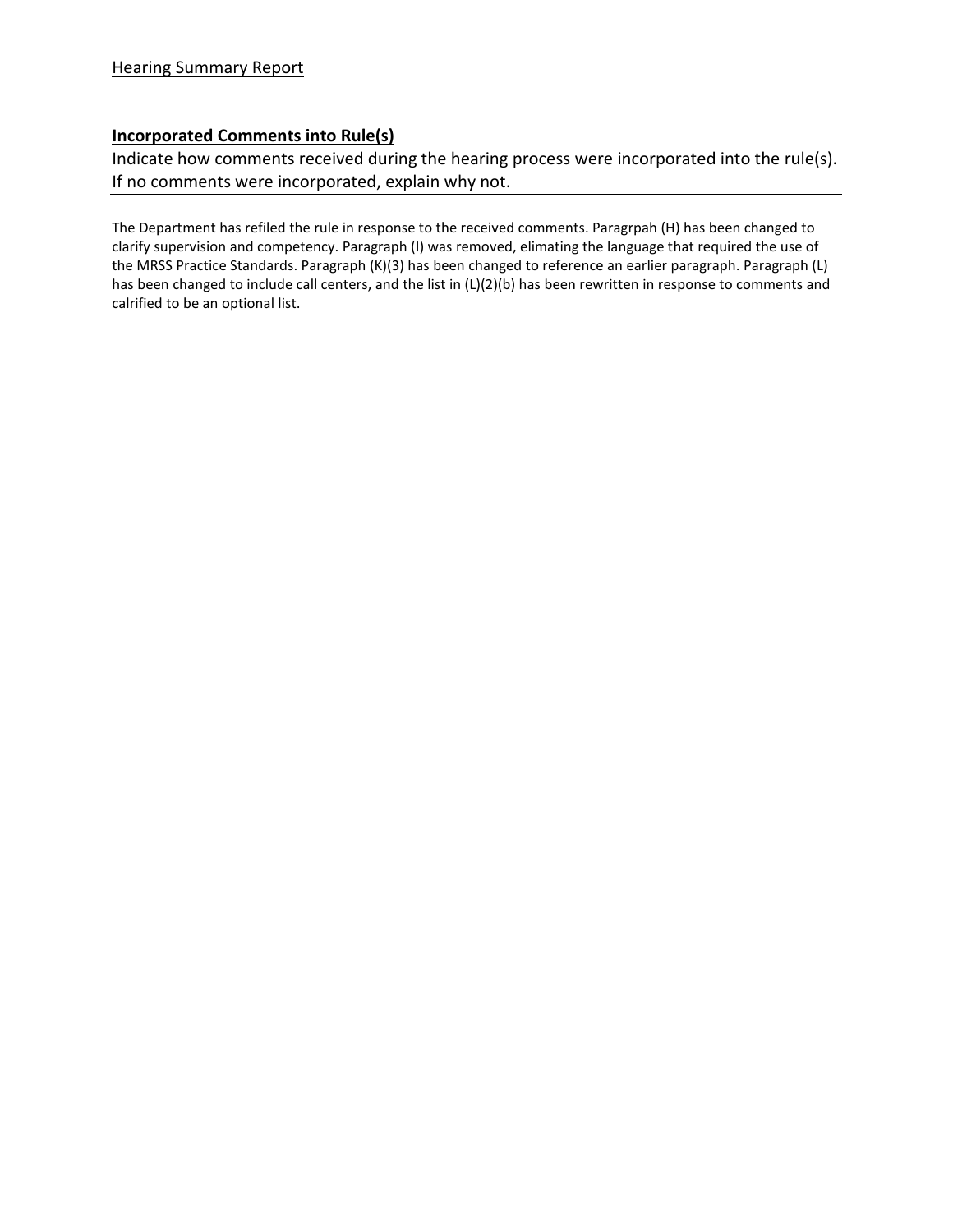Hearing Summary Report

## Incorporated Comments into Rule(s)

Indicate how comments received during the hearing process were incorporated into the rule(s). If no comments were incorporated, explain why not.

The Department has refiled the rule in response to the received comments. Paragrpah (H) has been changed to clarify supervision and competency. Paragraph (I) was removed, elimating the language that required the use of the MRSS Practice Standards. Paragraph (K)(3) has been changed to reference an earlier paragraph. Paragraph (L) has been changed to include call centers, and the list in (L)(2)(b) has been rewritten in response to comments and calrified to be an optional list.